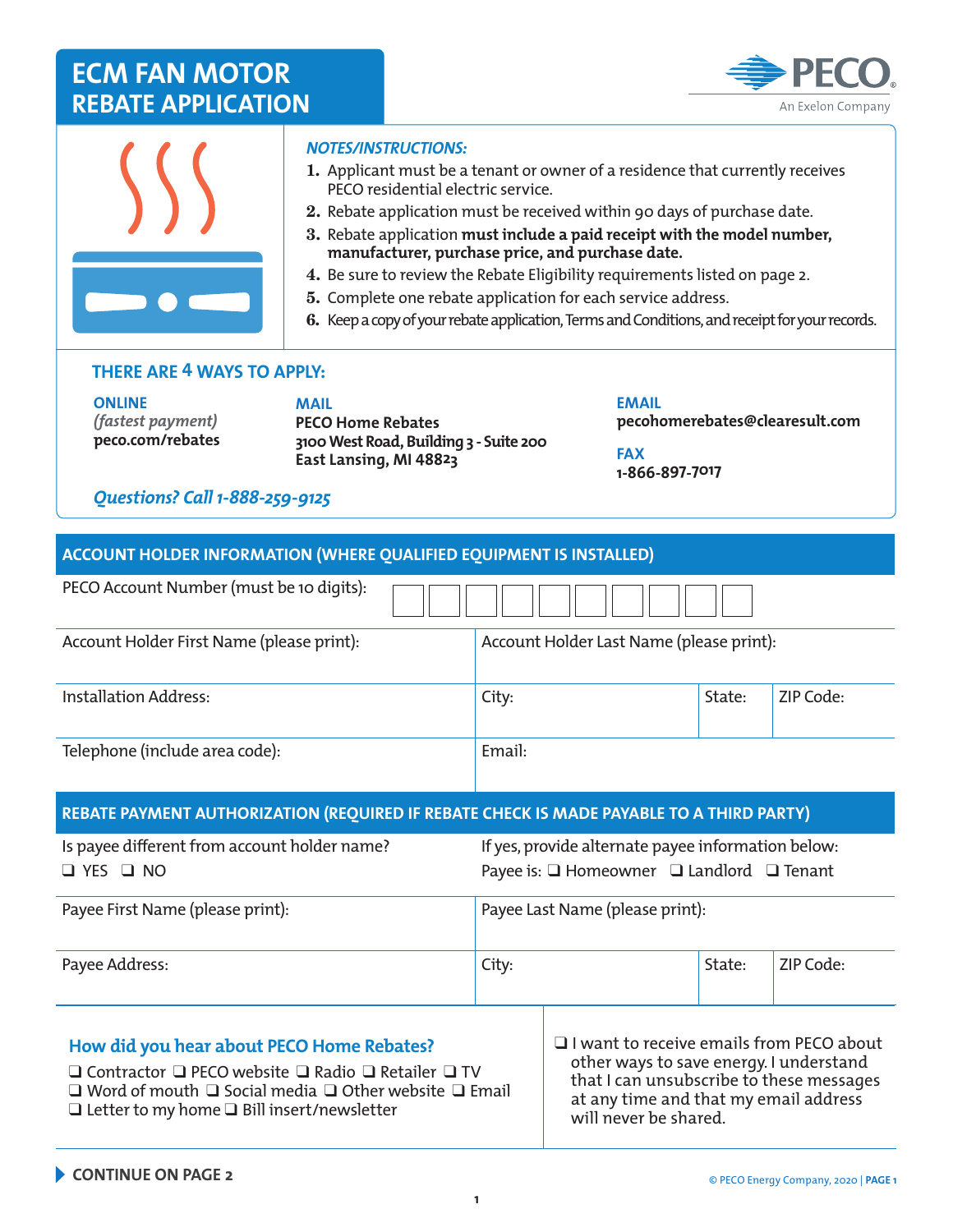# ECM FAN MOTOR REBATE APPLICATION

PECO
An Exelon Company

*NOTES/INSTRUCTIONS:*

1. Applicant must be a tenant or owner of a residence that currently receives PECO residential electric service.
2. Rebate application must be received within 90 days of purchase date.
3. Rebate application **must include a paid receipt with the model number, manufacturer, purchase price, and purchase date.**
4. Be sure to review the Rebate Eligibility requirements listed on page 2.
5. Complete one rebate application for each service address.
6. Keep a copy of your rebate application, Terms and Conditions, and receipt for your records.

## THERE ARE 4 WAYS TO APPLY:

**ONLINE**
*(fastest payment)*
**peco.com/rebates**

**MAIL**
**PECO Home Rebates**
**3100 West Road, Building 3 - Suite 200**
**East Lansing, MI 48823**

**EMAIL**
**pecohomerebates@clearesult.com**

**FAX**
**1-866-897-7017**

*Questions? Call 1-888-259-9125*

## ACCOUNT HOLDER INFORMATION (WHERE QUALIFIED EQUIPMENT IS INSTALLED)

PECO Account Number (must be 10 digits): ☐☐☐☐☐☐☐☐☐☐

| Account Holder First Name (please print): | Account Holder Last Name (please print): | | |
|---|---|---|---|
| Installation Address: | City: | State: | ZIP Code: |
| Telephone (include area code): | Email: | | |

## REBATE PAYMENT AUTHORIZATION (REQUIRED IF REBATE CHECK IS MADE PAYABLE TO A THIRD PARTY)

| Is payee different from account holder name? ❑ YES ❑ NO | If yes, provide alternate payee information below: Payee is: ❑ Homeowner ❑ Landlord ❑ Tenant | | |
|---|---|---|---|
| Payee First Name (please print): | Payee Last Name (please print): | | |
| Payee Address: | City: | State: | ZIP Code: |

### How did you hear about PECO Home Rebates?

❑ Contractor ❑ PECO website ❑ Radio ❑ Retailer ❑ TV
❑ Word of mouth ❑ Social media ❑ Other website ❑ Email
❑ Letter to my home ❑ Bill insert/newsletter

❑ I want to receive emails from PECO about other ways to save energy. I understand that I can unsubscribe to these messages at any time and that my email address will never be shared.

**CONTINUE ON PAGE 2**

© PECO Energy Company, 2020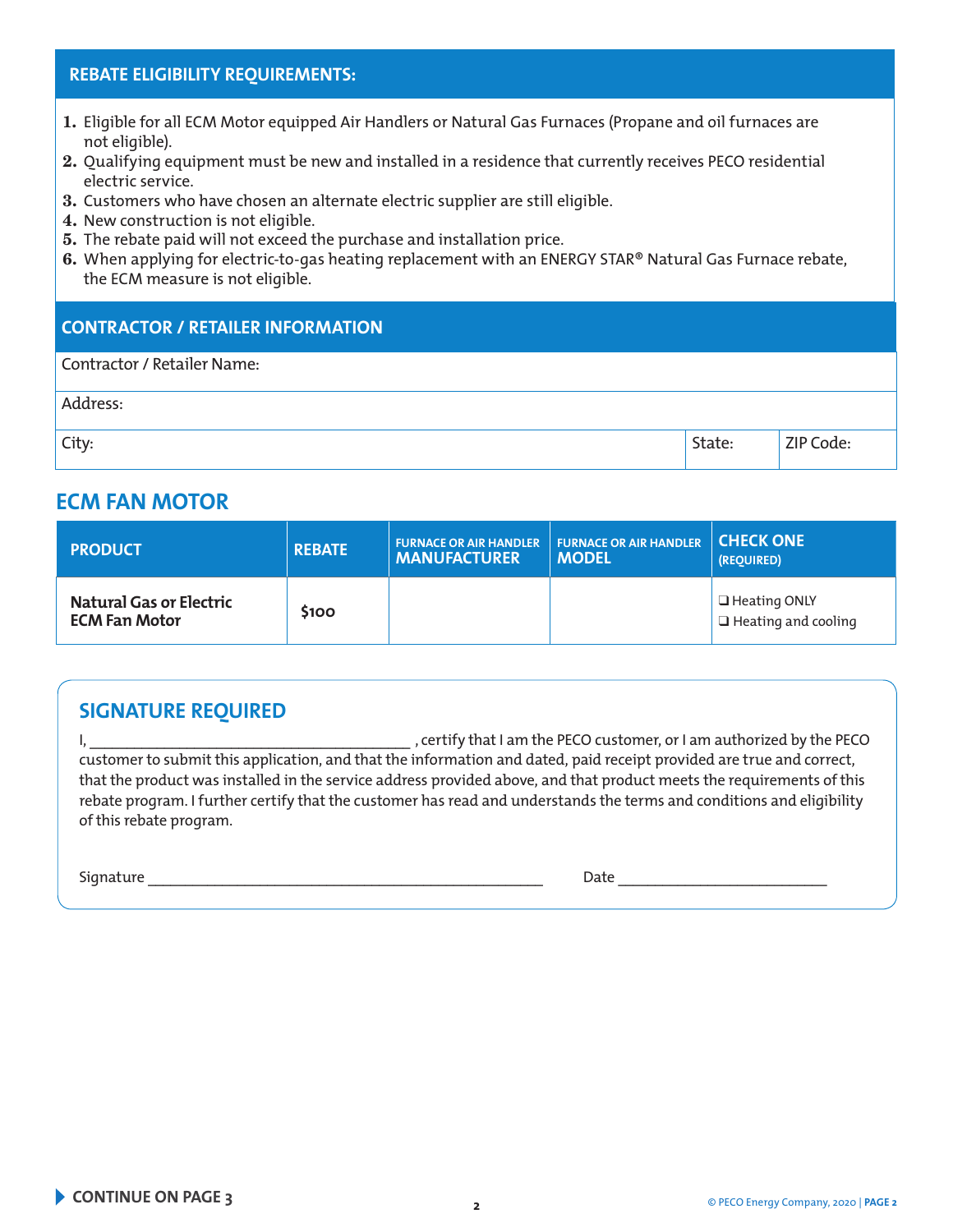## REBATE ELIGIBILITY REQUIREMENTS:

1. Eligible for all ECM Motor equipped Air Handlers or Natural Gas Furnaces (Propane and oil furnaces are not eligible).
2. Qualifying equipment must be new and installed in a residence that currently receives PECO residential electric service.
3. Customers who have chosen an alternate electric supplier are still eligible.
4. New construction is not eligible.
5. The rebate paid will not exceed the purchase and installation price.
6. When applying for electric-to-gas heating replacement with an ENERGY STAR® Natural Gas Furnace rebate, the ECM measure is not eligible.

## CONTRACTOR / RETAILER INFORMATION

| Contractor / Retailer Name: | | |
|---|---|---|
| Address: | | |
| City: | State: | ZIP Code: |

## ECM FAN MOTOR

| PRODUCT | REBATE | FURNACE OR AIR HANDLER MANUFACTURER | FURNACE OR AIR HANDLER MODEL | CHECK ONE (REQUIRED) |
|---|---|---|---|---|
| **Natural Gas or Electric ECM Fan Motor** | $100 | | | ❑ Heating ONLY<br>❑ Heating and cooling |

## SIGNATURE REQUIRED

I, ______________________________________ , certify that I am the PECO customer, or I am authorized by the PECO customer to submit this application, and that the information and dated, paid receipt provided are true and correct, that the product was installed in the service address provided above, and that product meets the requirements of this rebate program. I further certify that the customer has read and understands the terms and conditions and eligibility of this rebate program.

Signature ______________________________________ Date ________________________

CONTINUE ON PAGE 3

© PECO Energy Company, 2020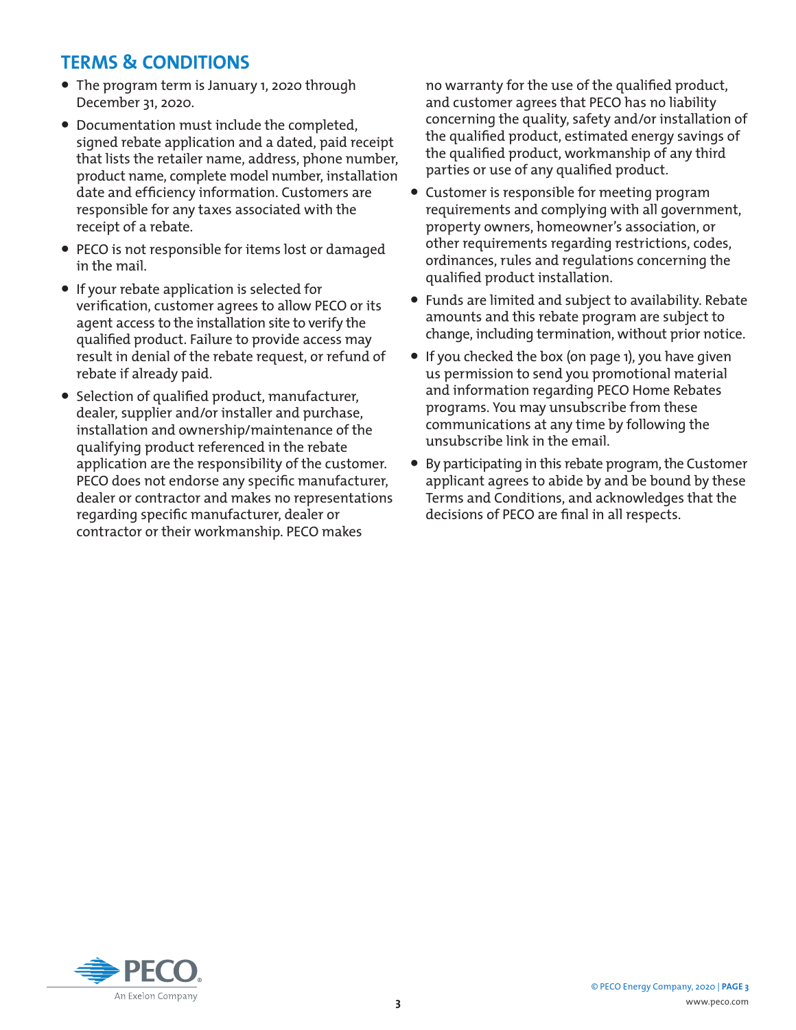## TERMS & CONDITIONS

- The program term is January 1, 2020 through December 31, 2020.
- Documentation must include the completed, signed rebate application and a dated, paid receipt that lists the retailer name, address, phone number, product name, complete model number, installation date and efficiency information. Customers are responsible for any taxes associated with the receipt of a rebate.
- PECO is not responsible for items lost or damaged in the mail.
- If your rebate application is selected for verification, customer agrees to allow PECO or its agent access to the installation site to verify the qualified product. Failure to provide access may result in denial of the rebate request, or refund of rebate if already paid.
- Selection of qualified product, manufacturer, dealer, supplier and/or installer and purchase, installation and ownership/maintenance of the qualifying product referenced in the rebate application are the responsibility of the customer. PECO does not endorse any specific manufacturer, dealer or contractor and makes no representations regarding specific manufacturer, dealer or contractor or their workmanship. PECO makes no warranty for the use of the qualified product, and customer agrees that PECO has no liability concerning the quality, safety and/or installation of the qualified product, estimated energy savings of the qualified product, workmanship of any third parties or use of any qualified product.
- Customer is responsible for meeting program requirements and complying with all government, property owners, homeowner's association, or other requirements regarding restrictions, codes, ordinances, rules and regulations concerning the qualified product installation.
- Funds are limited and subject to availability. Rebate amounts and this rebate program are subject to change, including termination, without prior notice.
- If you checked the box (on page 1), you have given us permission to send you promotional material and information regarding PECO Home Rebates programs. You may unsubscribe from these communications at any time by following the unsubscribe link in the email.
- By participating in this rebate program, the Customer applicant agrees to abide by and be bound by these Terms and Conditions, and acknowledges that the decisions of PECO are final in all respects.

PECO
An Exelon Company

© PECO Energy Company, 2020

www.peco.com